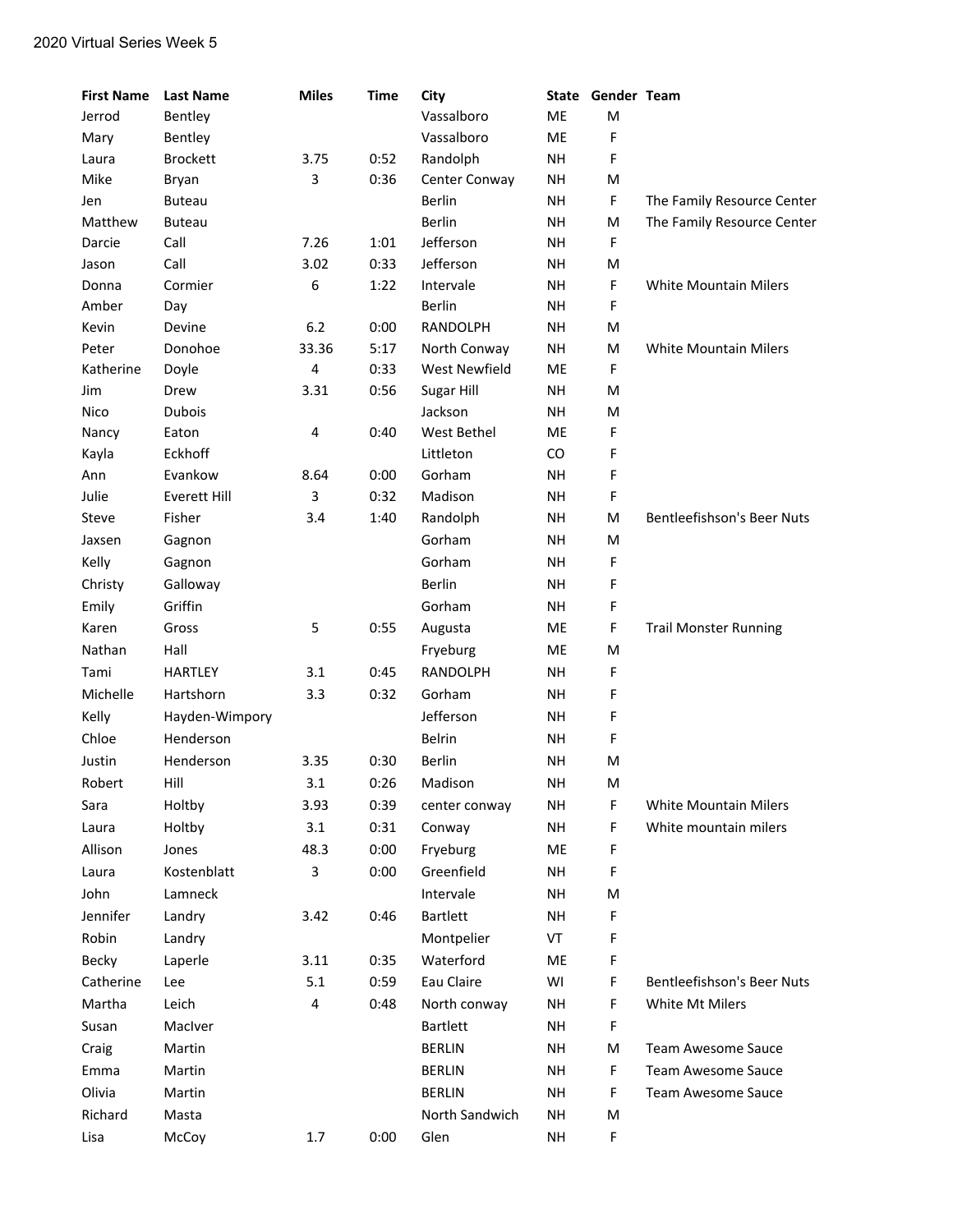2020 Virtual Series Week 5

| First Name | Last Name | Miles | Time | City | State | Gender | Team |
|---|---|---|---|---|---|---|---|
| Jerrod | Bentley | | | Vassalboro | ME | M | |
| Mary | Bentley | | | Vassalboro | ME | F | |
| Laura | Brockett | 3.75 | 0:52 | Randolph | NH | F | |
| Mike | Bryan | 3 | 0:36 | Center Conway | NH | M | |
| Jen | Buteau | | | Berlin | NH | F | The Family Resource Center |
| Matthew | Buteau | | | Berlin | NH | M | The Family Resource Center |
| Darcie | Call | 7.26 | 1:01 | Jefferson | NH | F | |
| Jason | Call | 3.02 | 0:33 | Jefferson | NH | M | |
| Donna | Cormier | 6 | 1:22 | Intervale | NH | F | White Mountain Milers |
| Amber | Day | | | Berlin | NH | F | |
| Kevin | Devine | 6.2 | 0:00 | RANDOLPH | NH | M | |
| Peter | Donohoe | 33.36 | 5:17 | North Conway | NH | M | White Mountain Milers |
| Katherine | Doyle | 4 | 0:33 | West Newfield | ME | F | |
| Jim | Drew | 3.31 | 0:56 | Sugar Hill | NH | M | |
| Nico | Dubois | | | Jackson | NH | M | |
| Nancy | Eaton | 4 | 0:40 | West Bethel | ME | F | |
| Kayla | Eckhoff | | | Littleton | CO | F | |
| Ann | Evankow | 8.64 | 0:00 | Gorham | NH | F | |
| Julie | Everett Hill | 3 | 0:32 | Madison | NH | F | |
| Steve | Fisher | 3.4 | 1:40 | Randolph | NH | M | Bentleefishson's Beer Nuts |
| Jaxsen | Gagnon | | | Gorham | NH | M | |
| Kelly | Gagnon | | | Gorham | NH | F | |
| Christy | Galloway | | | Berlin | NH | F | |
| Emily | Griffin | | | Gorham | NH | F | |
| Karen | Gross | 5 | 0:55 | Augusta | ME | F | Trail Monster Running |
| Nathan | Hall | | | Fryeburg | ME | M | |
| Tami | HARTLEY | 3.1 | 0:45 | RANDOLPH | NH | F | |
| Michelle | Hartshorn | 3.3 | 0:32 | Gorham | NH | F | |
| Kelly | Hayden-Wimpory | | | Jefferson | NH | F | |
| Chloe | Henderson | | | Belrin | NH | F | |
| Justin | Henderson | 3.35 | 0:30 | Berlin | NH | M | |
| Robert | Hill | 3.1 | 0:26 | Madison | NH | M | |
| Sara | Holtby | 3.93 | 0:39 | center conway | NH | F | White Mountain Milers |
| Laura | Holtby | 3.1 | 0:31 | Conway | NH | F | White mountain milers |
| Allison | Jones | 48.3 | 0:00 | Fryeburg | ME | F | |
| Laura | Kostenblatt | 3 | 0:00 | Greenfield | NH | F | |
| John | Lamneck | | | Intervale | NH | M | |
| Jennifer | Landry | 3.42 | 0:46 | Bartlett | NH | F | |
| Robin | Landry | | | Montpelier | VT | F | |
| Becky | Laperle | 3.11 | 0:35 | Waterford | ME | F | |
| Catherine | Lee | 5.1 | 0:59 | Eau Claire | WI | F | Bentleefishson's Beer Nuts |
| Martha | Leich | 4 | 0:48 | North conway | NH | F | White Mt Milers |
| Susan | MacIver | | | Bartlett | NH | F | |
| Craig | Martin | | | BERLIN | NH | M | Team Awesome Sauce |
| Emma | Martin | | | BERLIN | NH | F | Team Awesome Sauce |
| Olivia | Martin | | | BERLIN | NH | F | Team Awesome Sauce |
| Richard | Masta | | | North Sandwich | NH | M | |
| Lisa | McCoy | 1.7 | 0:00 | Glen | NH | F | |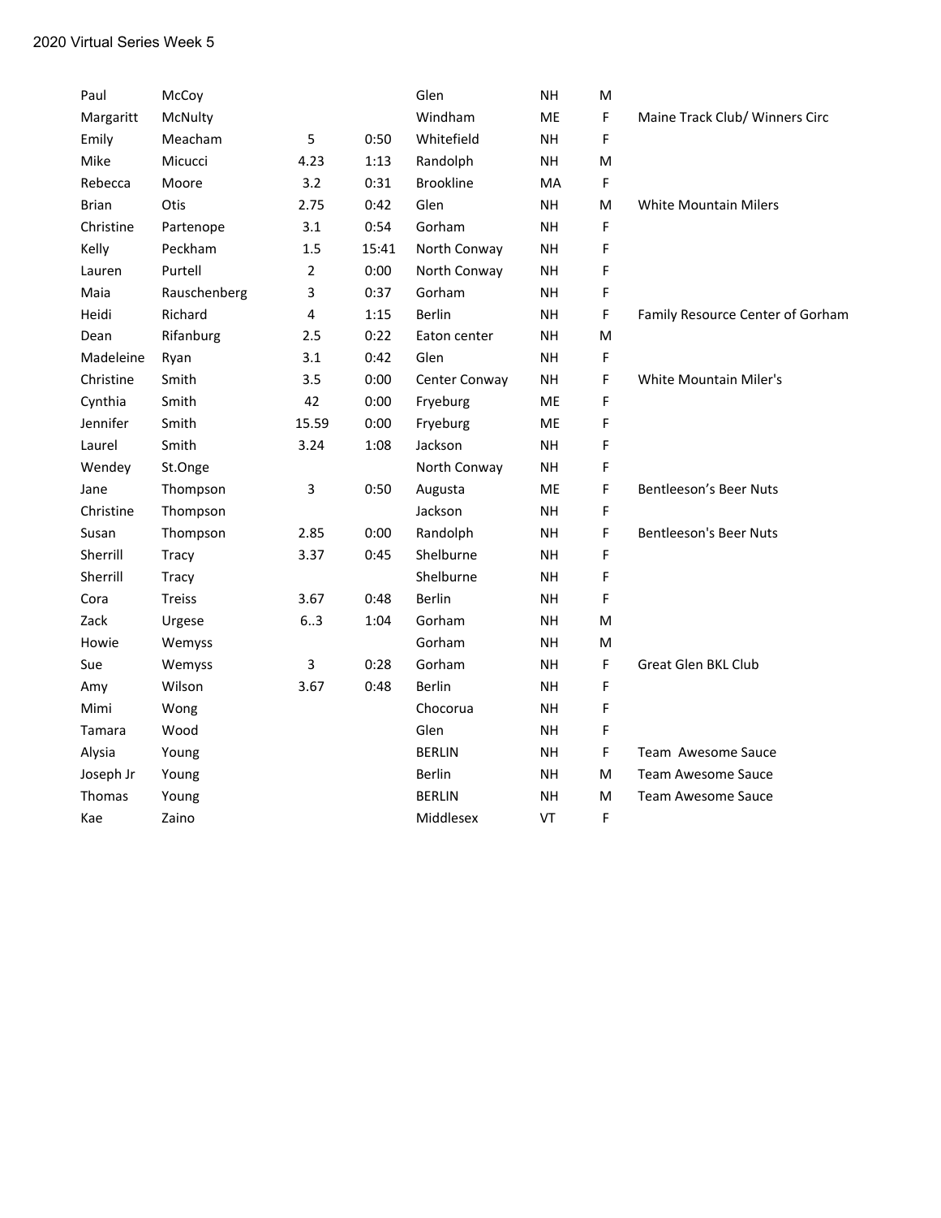2020 Virtual Series Week 5

| | | | | | | | |
|---|---|---|---|---|---|---|---|
| Paul | McCoy | | | Glen | NH | M | |
| Margaritt | McNulty | | | Windham | ME | F | Maine Track Club/ Winners Circ |
| Emily | Meacham | 5 | 0:50 | Whitefield | NH | F | |
| Mike | Micucci | 4.23 | 1:13 | Randolph | NH | M | |
| Rebecca | Moore | 3.2 | 0:31 | Brookline | MA | F | |
| Brian | Otis | 2.75 | 0:42 | Glen | NH | M | White Mountain Milers |
| Christine | Partenope | 3.1 | 0:54 | Gorham | NH | F | |
| Kelly | Peckham | 1.5 | 15:41 | North Conway | NH | F | |
| Lauren | Purtell | 2 | 0:00 | North Conway | NH | F | |
| Maia | Rauschenberg | 3 | 0:37 | Gorham | NH | F | |
| Heidi | Richard | 4 | 1:15 | Berlin | NH | F | Family Resource Center of Gorham |
| Dean | Rifanburg | 2.5 | 0:22 | Eaton center | NH | M | |
| Madeleine | Ryan | 3.1 | 0:42 | Glen | NH | F | |
| Christine | Smith | 3.5 | 0:00 | Center Conway | NH | F | White Mountain Miler's |
| Cynthia | Smith | 42 | 0:00 | Fryeburg | ME | F | |
| Jennifer | Smith | 15.59 | 0:00 | Fryeburg | ME | F | |
| Laurel | Smith | 3.24 | 1:08 | Jackson | NH | F | |
| Wendey | St.Onge | | | North Conway | NH | F | |
| Jane | Thompson | 3 | 0:50 | Augusta | ME | F | Bentleeson's Beer Nuts |
| Christine | Thompson | | | Jackson | NH | F | |
| Susan | Thompson | 2.85 | 0:00 | Randolph | NH | F | Bentleeson's Beer Nuts |
| Sherrill | Tracy | 3.37 | 0:45 | Shelburne | NH | F | |
| Sherrill | Tracy | | | Shelburne | NH | F | |
| Cora | Treiss | 3.67 | 0:48 | Berlin | NH | F | |
| Zack | Urgese | 6..3 | 1:04 | Gorham | NH | M | |
| Howie | Wemyss | | | Gorham | NH | M | |
| Sue | Wemyss | 3 | 0:28 | Gorham | NH | F | Great Glen BKL Club |
| Amy | Wilson | 3.67 | 0:48 | Berlin | NH | F | |
| Mimi | Wong | | | Chocorua | NH | F | |
| Tamara | Wood | | | Glen | NH | F | |
| Alysia | Young | | | BERLIN | NH | F | Team Awesome Sauce |
| Joseph Jr | Young | | | Berlin | NH | M | Team Awesome Sauce |
| Thomas | Young | | | BERLIN | NH | M | Team Awesome Sauce |
| Kae | Zaino | | | Middlesex | VT | F | |